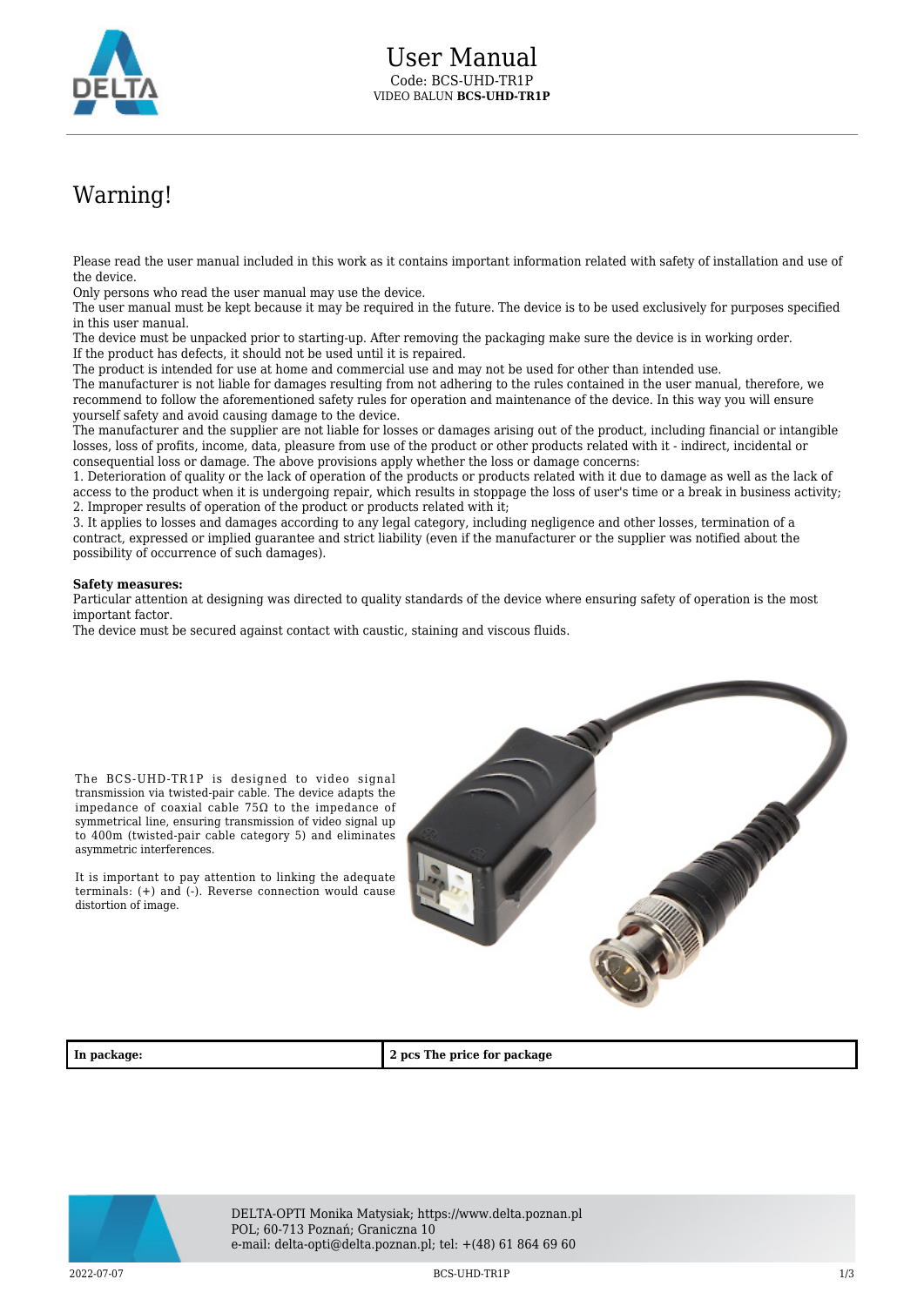# User Manual

Code: BCS-UHD-TR1P
VIDEO BALUN **BCS-UHD-TR1P**

## Warning!

Please read the user manual included in this work as it contains important information related with safety of installation and use of the device.
Only persons who read the user manual may use the device.
The user manual must be kept because it may be required in the future. The device is to be used exclusively for purposes specified in this user manual.
The device must be unpacked prior to starting-up. After removing the packaging make sure the device is in working order.
If the product has defects, it should not be used until it is repaired.
The product is intended for use at home and commercial use and may not be used for other than intended use.
The manufacturer is not liable for damages resulting from not adhering to the rules contained in the user manual, therefore, we recommend to follow the aforementioned safety rules for operation and maintenance of the device. In this way you will ensure yourself safety and avoid causing damage to the device.
The manufacturer and the supplier are not liable for losses or damages arising out of the product, including financial or intangible losses, loss of profits, income, data, pleasure from use of the product or other products related with it - indirect, incidental or consequential loss or damage. The above provisions apply whether the loss or damage concerns:
1. Deterioration of quality or the lack of operation of the products or products related with it due to damage as well as the lack of access to the product when it is undergoing repair, which results in stoppage the loss of user's time or a break in business activity;
2. Improper results of operation of the product or products related with it;
3. It applies to losses and damages according to any legal category, including negligence and other losses, termination of a contract, expressed or implied guarantee and strict liability (even if the manufacturer or the supplier was notified about the possibility of occurrence of such damages).

**Safety measures:**
Particular attention at designing was directed to quality standards of the device where ensuring safety of operation is the most important factor.
The device must be secured against contact with caustic, staining and viscous fluids.

The BCS-UHD-TR1P is designed to video signal transmission via twisted-pair cable. The device adapts the impedance of coaxial cable 75Ω to the impedance of symmetrical line, ensuring transmission of video signal up to 400m (twisted-pair cable category 5) and eliminates asymmetric interferences.

It is important to pay attention to linking the adequate terminals: (+) and (-). Reverse connection would cause distortion of image.

| **In package:** | **2 pcs The price for package** |
| --- | --- |

DELTA-OPTI Monika Matysiak; https://www.delta.poznan.pl
POL; 60-713 Poznań; Graniczna 10
e-mail: delta-opti@delta.poznan.pl; tel: +(48) 61 864 69 60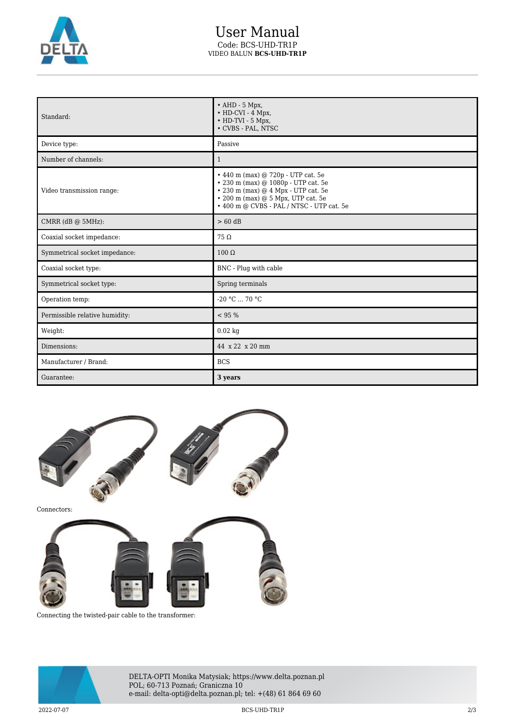| Standard: | • AHD - 5 Mpx,<br>• HD-CVI - 4 Mpx,<br>• HD-TVI - 5 Mpx,<br>• CVBS - PAL, NTSC |
|---|---|
| Device type: | Passive |
| Number of channels: | 1 |
| Video transmission range: | • 440 m (max) @ 720p - UTP cat. 5e<br>• 230 m (max) @ 1080p - UTP cat. 5e<br>• 230 m (max) @ 4 Mpx - UTP cat. 5e<br>• 200 m (max) @ 5 Mpx, UTP cat. 5e<br>• 400 m @ CVBS - PAL / NTSC - UTP cat. 5e |
| CMRR (dB @ 5MHz): | > 60 dB |
| Coaxial socket impedance: | 75 Ω |
| Symmetrical socket impedance: | 100 Ω |
| Coaxial socket type: | BNC - Plug with cable |
| Symmetrical socket type: | Spring terminals |
| Operation temp: | -20 °C ... 70 °C |
| Permissible relative humidity: | < 95 % |
| Weight: | 0.02 kg |
| Dimensions: | 44 x 22 x 20 mm |
| Manufacturer / Brand: | BCS |
| Guarantee: | **3 years** |

Connectors:

Connecting the twisted-pair cable to the transformer:

DELTA-OPTI Monika Matysiak; https://www.delta.poznan.pl
POL; 60-713 Poznań; Graniczna 10
e-mail: delta-opti@delta.poznan.pl; tel: +(48) 61 864 69 60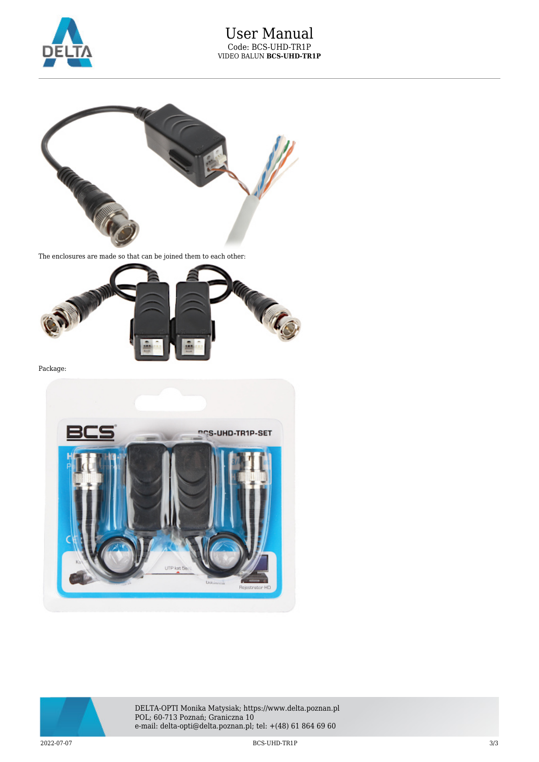The enclosures are made so that can be joined them to each other:

Package:

DELTA-OPTI Monika Matysiak; https://www.delta.poznan.pl
POL; 60-713 Poznań; Graniczna 10
e-mail: delta-opti@delta.poznan.pl; tel: +(48) 61 864 69 60